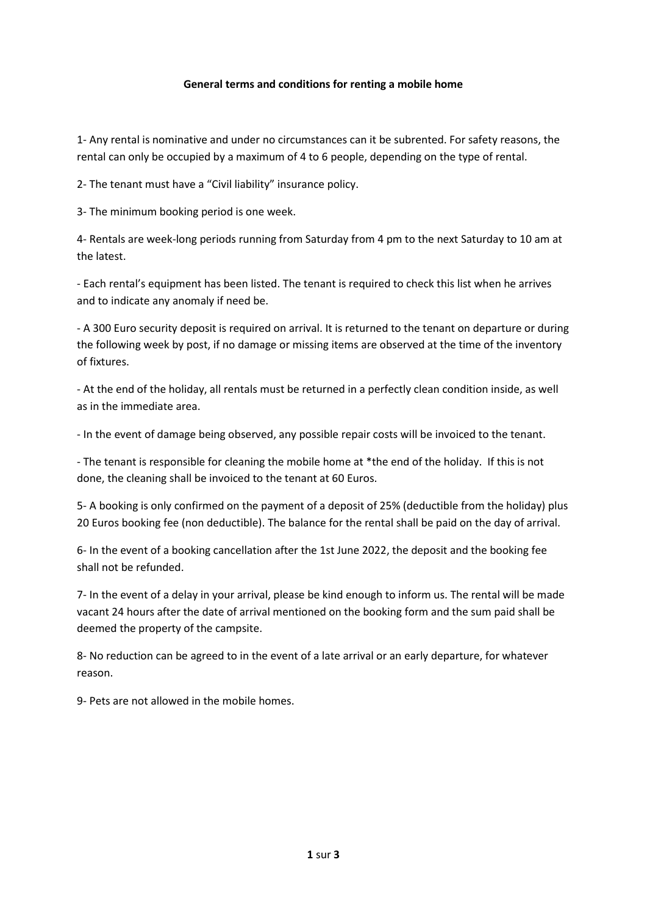**General terms and conditions for renting a mobile home**

1- Any rental is nominative and under no circumstances can it be subrented. For safety reasons, the rental can only be occupied by a maximum of 4 to 6 people, depending on the type of rental.

2- The tenant must have a "Civil liability" insurance policy.

3- The minimum booking period is one week.

4- Rentals are week-long periods running from Saturday from 4 pm to the next Saturday to 10 am at the latest.

- Each rental's equipment has been listed. The tenant is required to check this list when he arrives and to indicate any anomaly if need be.

- A 300 Euro security deposit is required on arrival. It is returned to the tenant on departure or during the following week by post, if no damage or missing items are observed at the time of the inventory of fixtures.

- At the end of the holiday, all rentals must be returned in a perfectly clean condition inside, as well as in the immediate area.

- In the event of damage being observed, any possible repair costs will be invoiced to the tenant.

- The tenant is responsible for cleaning the mobile home at *the end of the holiday. If this is not done, the cleaning shall be invoiced to the tenant at 60 Euros.

5- A booking is only confirmed on the payment of a deposit of 25% (deductible from the holiday) plus 20 Euros booking fee (non deductible). The balance for the rental shall be paid on the day of arrival.

6- In the event of a booking cancellation after the 1st June 2022, the deposit and the booking fee shall not be refunded.

7- In the event of a delay in your arrival, please be kind enough to inform us. The rental will be made vacant 24 hours after the date of arrival mentioned on the booking form and the sum paid shall be deemed the property of the campsite.

8- No reduction can be agreed to in the event of a late arrival or an early departure, for whatever reason.

9- Pets are not allowed in the mobile homes.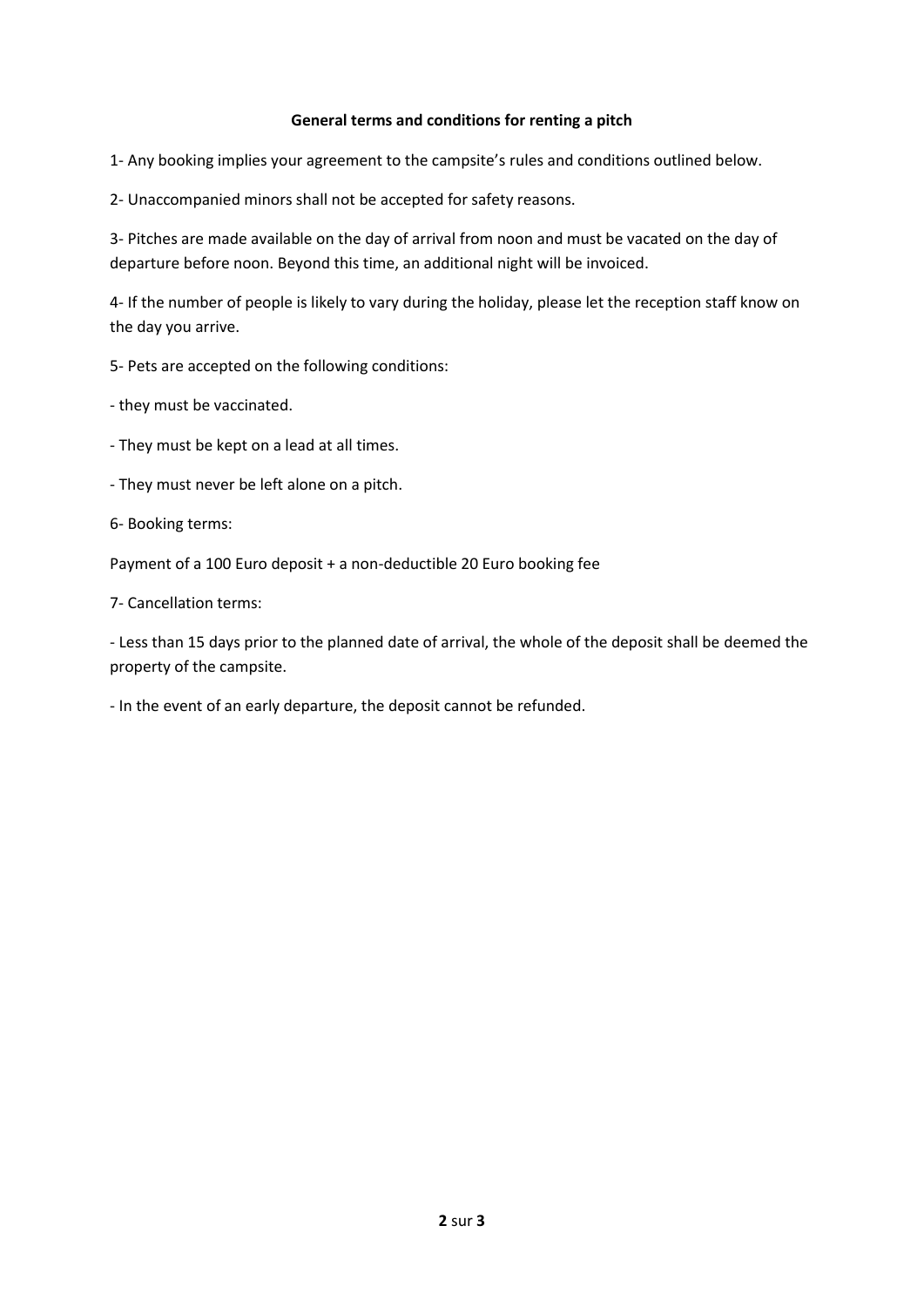**General terms and conditions for renting a pitch**

1- Any booking implies your agreement to the campsite's rules and conditions outlined below.

2- Unaccompanied minors shall not be accepted for safety reasons.

3- Pitches are made available on the day of arrival from noon and must be vacated on the day of departure before noon. Beyond this time, an additional night will be invoiced.

4- If the number of people is likely to vary during the holiday, please let the reception staff know on the day you arrive.

5- Pets are accepted on the following conditions:

- they must be vaccinated.
- They must be kept on a lead at all times.
- They must never be left alone on a pitch.

6- Booking terms:

Payment of a 100 Euro deposit + a non-deductible 20 Euro booking fee

7- Cancellation terms:

- Less than 15 days prior to the planned date of arrival, the whole of the deposit shall be deemed the property of the campsite.
- In the event of an early departure, the deposit cannot be refunded.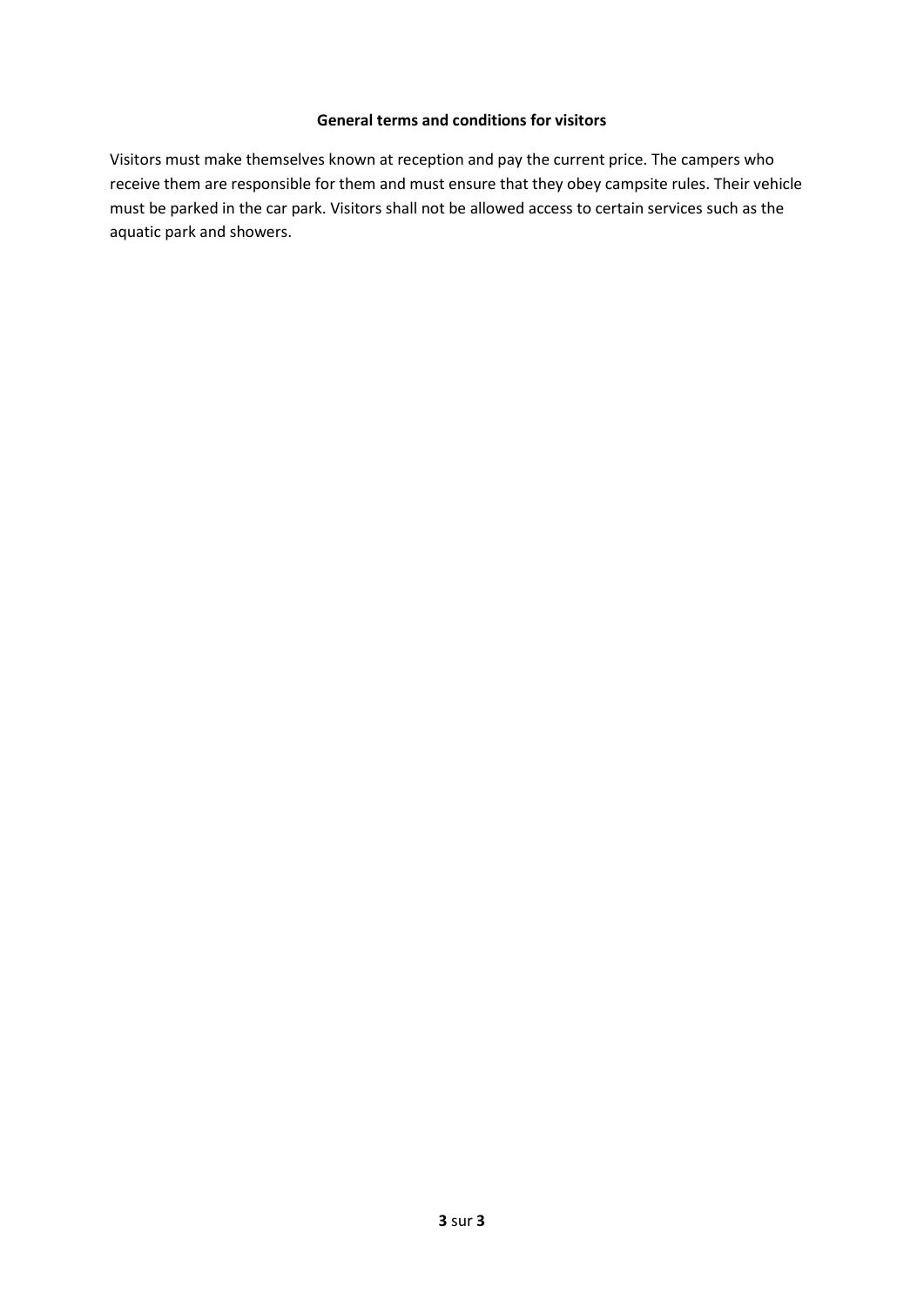**General terms and conditions for visitors**

Visitors must make themselves known at reception and pay the current price. The campers who receive them are responsible for them and must ensure that they obey campsite rules. Their vehicle must be parked in the car park. Visitors shall not be allowed access to certain services such as the aquatic park and showers.